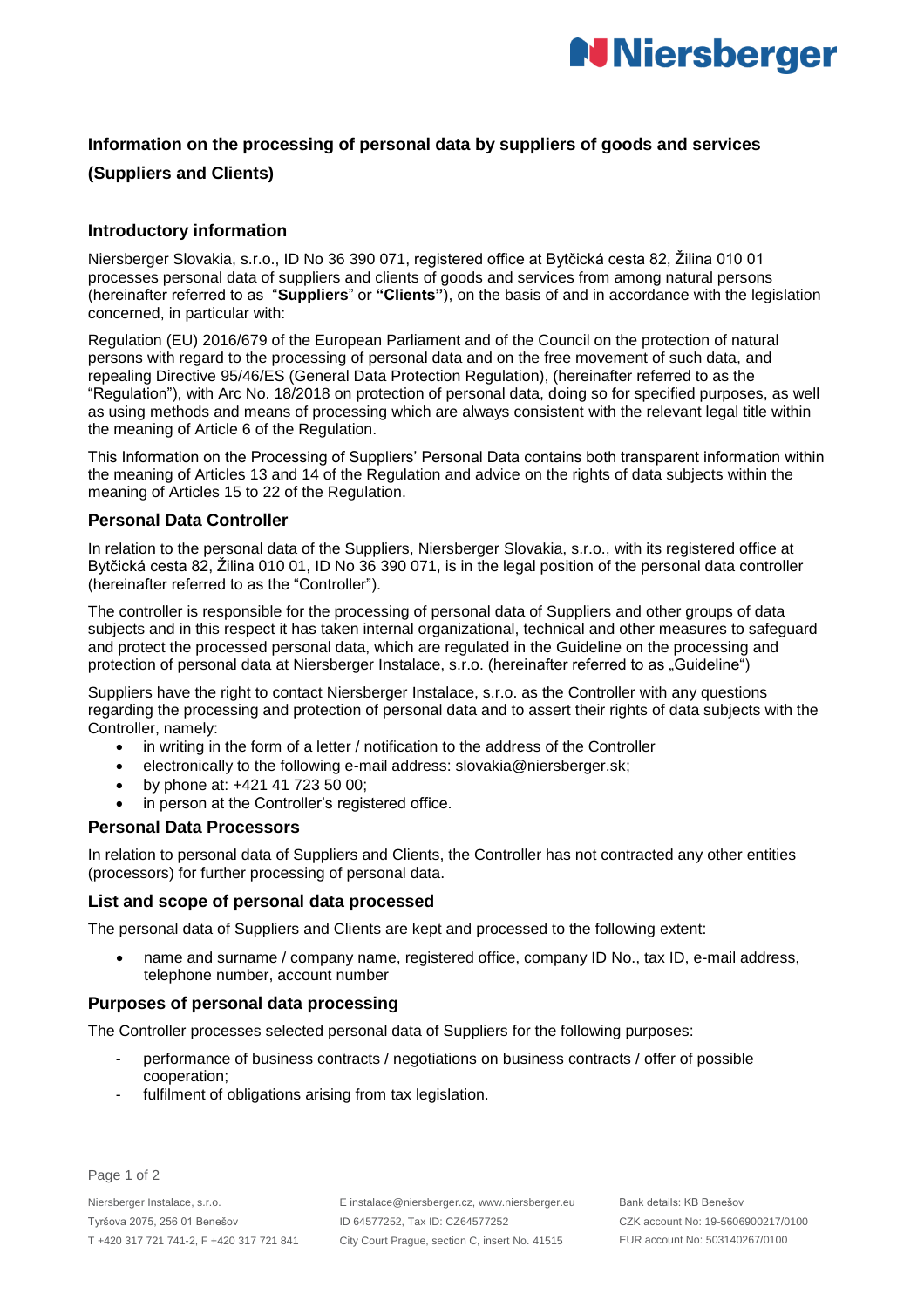# Information on the processing of personal data by suppliers of goods and services (Suppliers and Clients)

## Introductory information

Niersberger Slovakia, s.r.o., ID No 36 390 071, registered office at Bytčická cesta 82, Žilina 010 01 processes personal data of suppliers and clients of goods and services from among natural persons (hereinafter referred to as "**Suppliers**" or **"Clients"**), on the basis of and in accordance with the legislation concerned, in particular with:

Regulation (EU) 2016/679 of the European Parliament and of the Council on the protection of natural persons with regard to the processing of personal data and on the free movement of such data, and repealing Directive 95/46/ES (General Data Protection Regulation), (hereinafter referred to as the "Regulation"), with Arc No. 18/2018 on protection of personal data, doing so for specified purposes, as well as using methods and means of processing which are always consistent with the relevant legal title within the meaning of Article 6 of the Regulation.

This Information on the Processing of Suppliers' Personal Data contains both transparent information within the meaning of Articles 13 and 14 of the Regulation and advice on the rights of data subjects within the meaning of Articles 15 to 22 of the Regulation.

## Personal Data Controller

In relation to the personal data of the Suppliers, Niersberger Slovakia, s.r.o., with its registered office at Bytčická cesta 82, Žilina 010 01, ID No 36 390 071, is in the legal position of the personal data controller (hereinafter referred to as the "Controller").

The controller is responsible for the processing of personal data of Suppliers and other groups of data subjects and in this respect it has taken internal organizational, technical and other measures to safeguard and protect the processed personal data, which are regulated in the Guideline on the processing and protection of personal data at Niersberger Instalace, s.r.o. (hereinafter referred to as „Guideline")

Suppliers have the right to contact Niersberger Instalace, s.r.o. as the Controller with any questions regarding the processing and protection of personal data and to assert their rights of data subjects with the Controller, namely:

- in writing in the form of a letter / notification to the address of the Controller
- electronically to the following e-mail address: slovakia@niersberger.sk;
- by phone at: +421 41 723 50 00;
- in person at the Controller's registered office.

## Personal Data Processors

In relation to personal data of Suppliers and Clients, the Controller has not contracted any other entities (processors) for further processing of personal data.

## List and scope of personal data processed

The personal data of Suppliers and Clients are kept and processed to the following extent:

- name and surname / company name, registered office, company ID No., tax ID, e-mail address, telephone number, account number

## Purposes of personal data processing

The Controller processes selected personal data of Suppliers for the following purposes:

- performance of business contracts / negotiations on business contracts / offer of possible cooperation;
- fulfilment of obligations arising from tax legislation.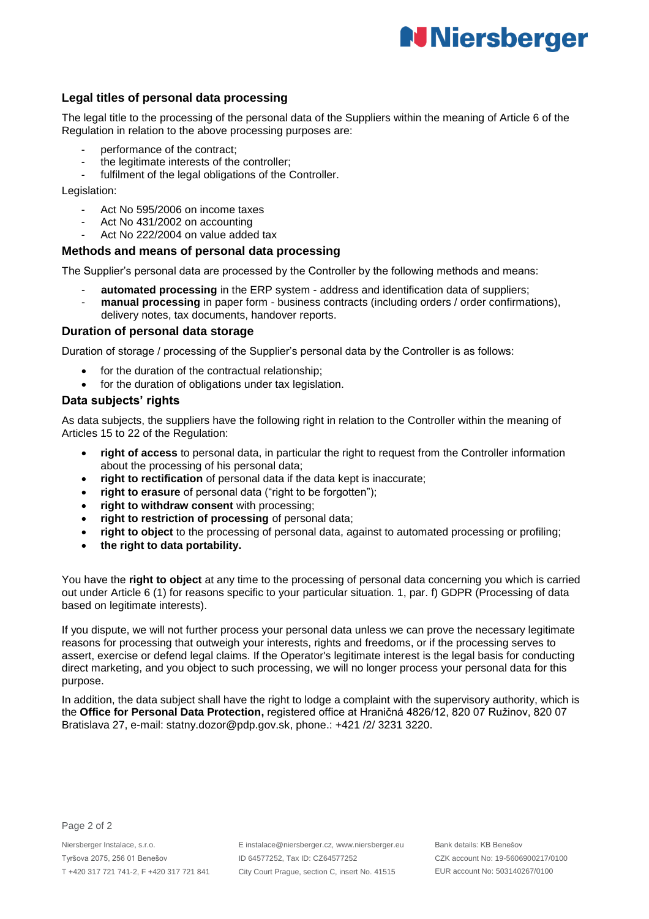## Legal titles of personal data processing

The legal title to the processing of the personal data of the Suppliers within the meaning of Article 6 of the Regulation in relation to the above processing purposes are:

- performance of the contract;
- the legitimate interests of the controller;
- fulfilment of the legal obligations of the Controller.

Legislation:

- Act No 595/2006 on income taxes
- Act No 431/2002 on accounting
- Act No 222/2004 on value added tax

## Methods and means of personal data processing

The Supplier's personal data are processed by the Controller by the following methods and means:

- **automated processing** in the ERP system - address and identification data of suppliers;
- **manual processing** in paper form - business contracts (including orders / order confirmations), delivery notes, tax documents, handover reports.

## Duration of personal data storage

Duration of storage / processing of the Supplier's personal data by the Controller is as follows:

- for the duration of the contractual relationship;
- for the duration of obligations under tax legislation.

## Data subjects' rights

As data subjects, the suppliers have the following right in relation to the Controller within the meaning of Articles 15 to 22 of the Regulation:

- **right of access** to personal data, in particular the right to request from the Controller information about the processing of his personal data;
- **right to rectification** of personal data if the data kept is inaccurate;
- **right to erasure** of personal data ("right to be forgotten");
- **right to withdraw consent** with processing;
- **right to restriction of processing** of personal data;
- **right to object** to the processing of personal data, against to automated processing or profiling;
- **the right to data portability.**

You have the **right to object** at any time to the processing of personal data concerning you which is carried out under Article 6 (1) for reasons specific to your particular situation. 1, par. f) GDPR (Processing of data based on legitimate interests).

If you dispute, we will not further process your personal data unless we can prove the necessary legitimate reasons for processing that outweigh your interests, rights and freedoms, or if the processing serves to assert, exercise or defend legal claims. If the Operator's legitimate interest is the legal basis for conducting direct marketing, and you object to such processing, we will no longer process your personal data for this purpose.

In addition, the data subject shall have the right to lodge a complaint with the supervisory authority, which is the **Office for Personal Data Protection,** registered office at Hraničná 4826/12, 820 07 Ružinov, 820 07 Bratislava 27, e-mail: statny.dozor@pdp.gov.sk, phone.: +421 /2/ 3231 3220.

Niersberger Instalace, s.r.o.
Tyršova 2075, 256 01 Benešov
T +420 317 721 741-2, F +420 317 721 841

E instalace@niersberger.cz, www.niersberger.eu
ID 64577252, Tax ID: CZ64577252
City Court Prague, section C, insert No. 41515

Bank details: KB Benešov
CZK account No: 19-5606900217/0100
EUR account No: 503140267/0100